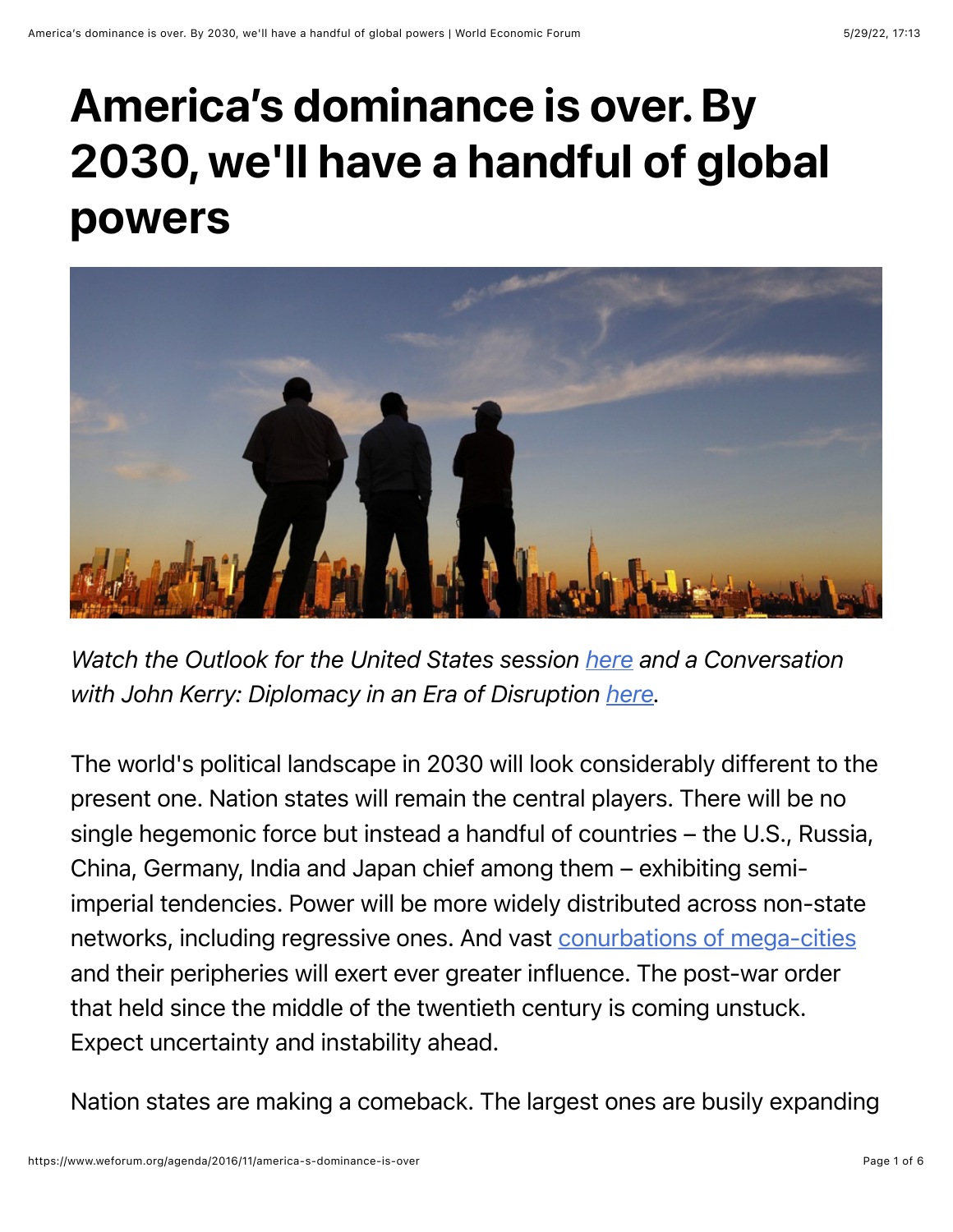# America's dominance is over. By 2030, we'll have a handful of global powers

*Watch the Outlook for the United States session here and a Conversation with John Kerry: Diplomacy in an Era of Disruption here.*

The world's political landscape in 2030 will look considerably different to the present one. Nation states will remain the central players. There will be no single hegemonic force but instead a handful of countries – the U.S., Russia, China, Germany, India and Japan chief among them – exhibiting semi-imperial tendencies. Power will be more widely distributed across non-state networks, including regressive ones. And vast conurbations of mega-cities and their peripheries will exert ever greater influence. The post-war order that held since the middle of the twentieth century is coming unstuck. Expect uncertainty and instability ahead.

Nation states are making a comeback. The largest ones are busily expanding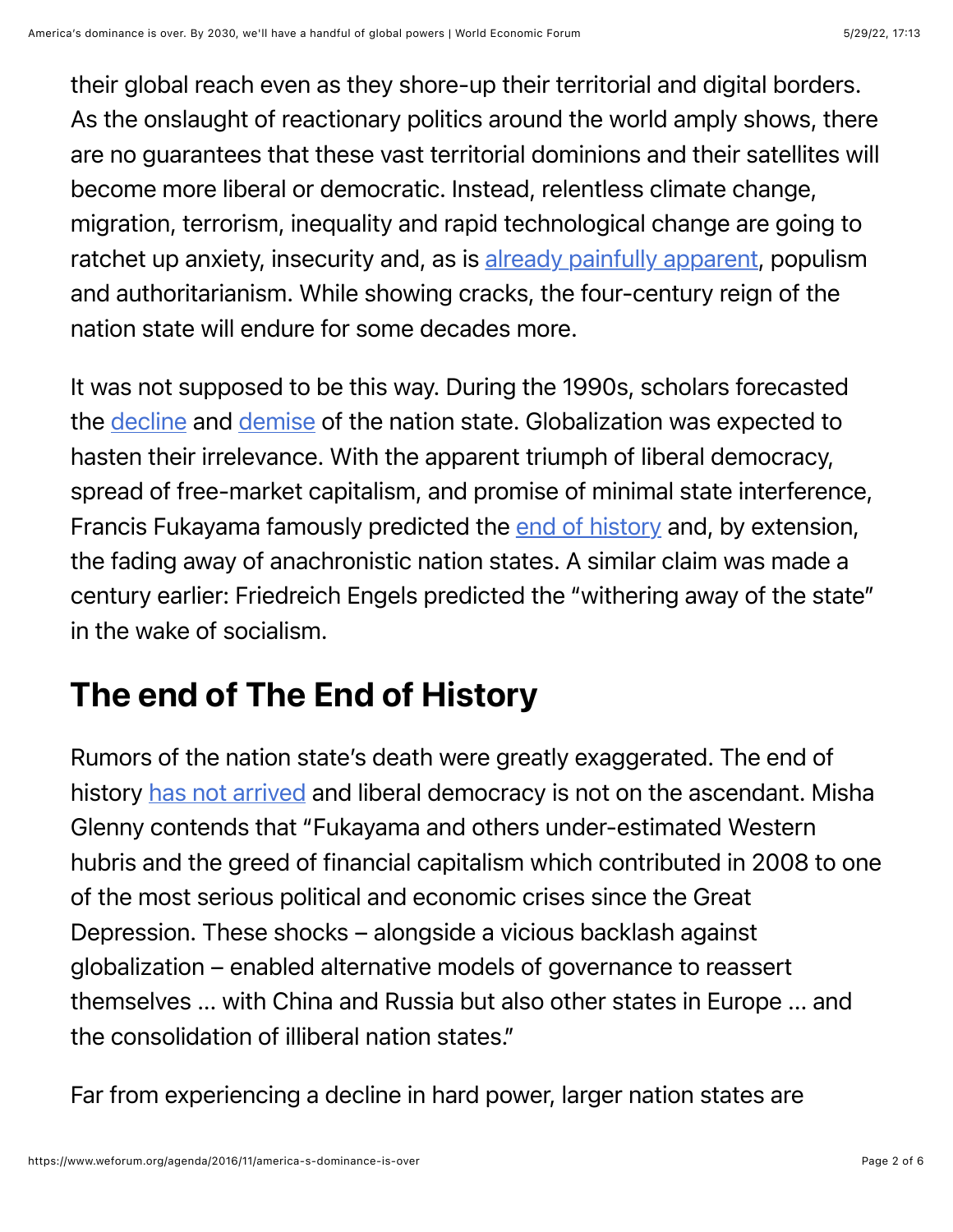their global reach even as they shore-up their territorial and digital borders. As the onslaught of reactionary politics around the world amply shows, there are no guarantees that these vast territorial dominions and their satellites will become more liberal or democratic. Instead, relentless climate change, migration, terrorism, inequality and rapid technological change are going to ratchet up anxiety, insecurity and, as is already painfully apparent, populism and authoritarianism. While showing cracks, the four-century reign of the nation state will endure for some decades more.

It was not supposed to be this way. During the 1990s, scholars forecasted the decline and demise of the nation state. Globalization was expected to hasten their irrelevance. With the apparent triumph of liberal democracy, spread of free-market capitalism, and promise of minimal state interference, Francis Fukayama famously predicted the end of history and, by extension, the fading away of anachronistic nation states. A similar claim was made a century earlier: Friedreich Engels predicted the "withering away of the state" in the wake of socialism.

## The end of The End of History

Rumors of the nation state's death were greatly exaggerated. The end of history has not arrived and liberal democracy is not on the ascendant. Misha Glenny contends that "Fukayama and others under-estimated Western hubris and the greed of financial capitalism which contributed in 2008 to one of the most serious political and economic crises since the Great Depression. These shocks – alongside a vicious backlash against globalization – enabled alternative models of governance to reassert themselves ... with China and Russia but also other states in Europe ... and the consolidation of illiberal nation states."

Far from experiencing a decline in hard power, larger nation states are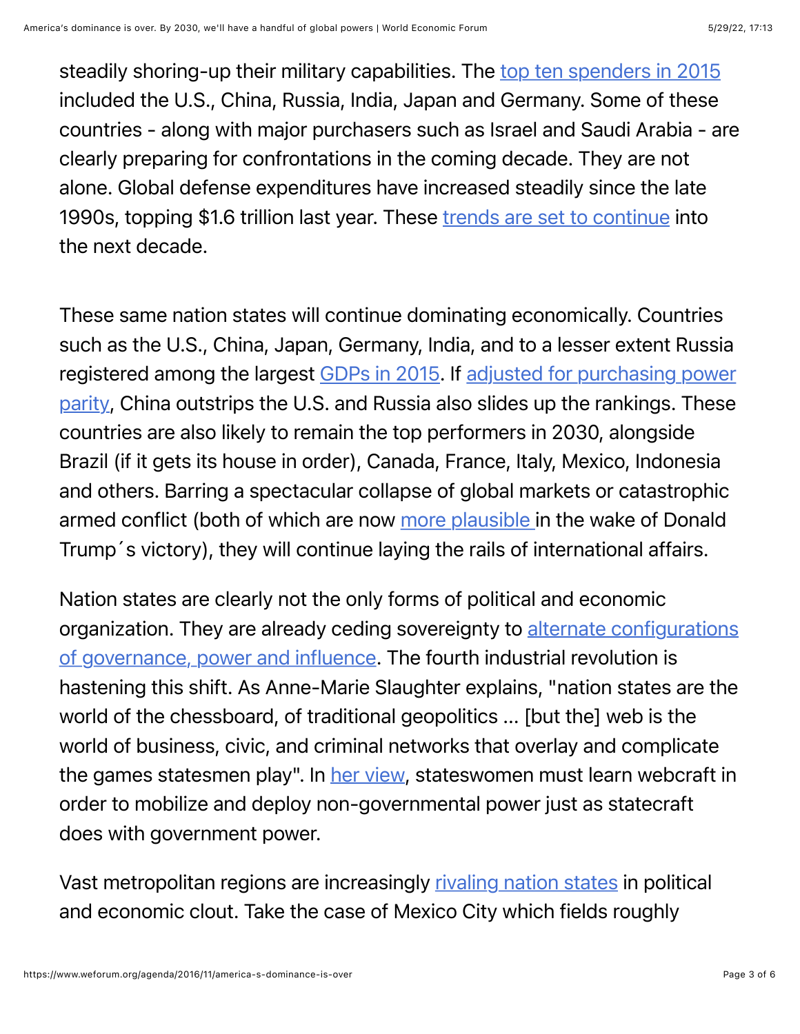steadily shoring-up their military capabilities. The top ten spenders in 2015 included the U.S., China, Russia, India, Japan and Germany. Some of these countries - along with major purchasers such as Israel and Saudi Arabia - are clearly preparing for confrontations in the coming decade. They are not alone. Global defense expenditures have increased steadily since the late 1990s, topping $1.6 trillion last year. These trends are set to continue into the next decade.

These same nation states will continue dominating economically. Countries such as the U.S., China, Japan, Germany, India, and to a lesser extent Russia registered among the largest GDPs in 2015. If adjusted for purchasing power parity, China outstrips the U.S. and Russia also slides up the rankings. These countries are also likely to remain the top performers in 2030, alongside Brazil (if it gets its house in order), Canada, France, Italy, Mexico, Indonesia and others. Barring a spectacular collapse of global markets or catastrophic armed conflict (both of which are now more plausible in the wake of Donald Trump´s victory), they will continue laying the rails of international affairs.

Nation states are clearly not the only forms of political and economic organization. They are already ceding sovereignty to alternate configurations of governance, power and influence. The fourth industrial revolution is hastening this shift. As Anne-Marie Slaughter explains, "nation states are the world of the chessboard, of traditional geopolitics ... [but the] web is the world of business, civic, and criminal networks that overlay and complicate the games statesmen play". In her view, stateswomen must learn webcraft in order to mobilize and deploy non-governmental power just as statecraft does with government power.

Vast metropolitan regions are increasingly rivaling nation states in political and economic clout. Take the case of Mexico City which fields roughly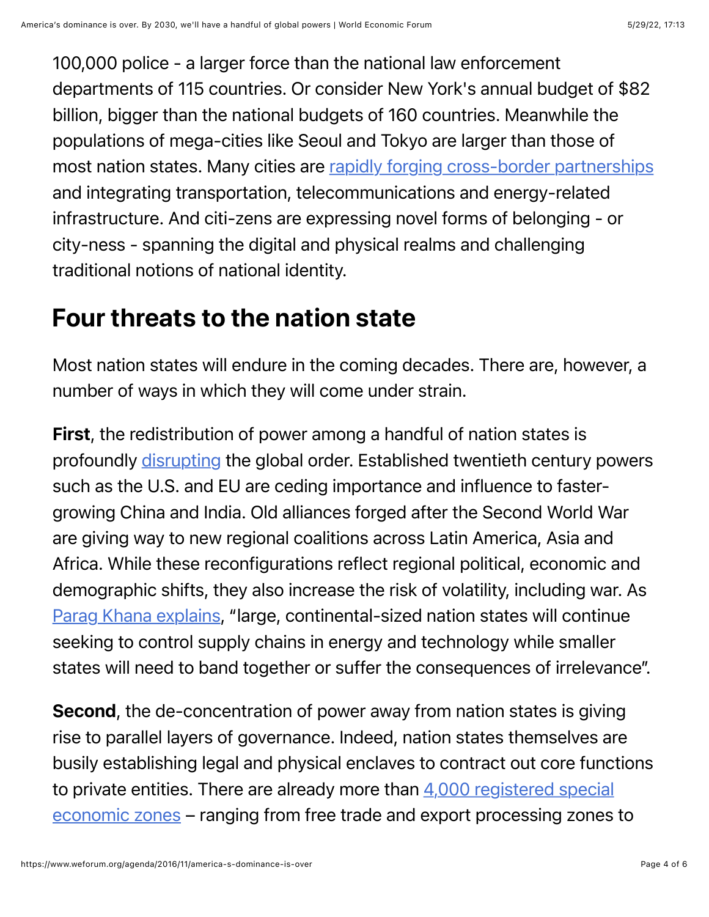100,000 police - a larger force than the national law enforcement departments of 115 countries. Or consider New York's annual budget of $82 billion, bigger than the national budgets of 160 countries. Meanwhile the populations of mega-cities like Seoul and Tokyo are larger than those of most nation states. Many cities are [rapidly forging cross-border partnerships](#) and integrating transportation, telecommunications and energy-related infrastructure. And citi-zens are expressing novel forms of belonging - or city-ness - spanning the digital and physical realms and challenging traditional notions of national identity.

## Four threats to the nation state

Most nation states will endure in the coming decades. There are, however, a number of ways in which they will come under strain.

**First**, the redistribution of power among a handful of nation states is profoundly [disrupting](#) the global order. Established twentieth century powers such as the U.S. and EU are ceding importance and influence to faster-growing China and India. Old alliances forged after the Second World War are giving way to new regional coalitions across Latin America, Asia and Africa. While these reconfigurations reflect regional political, economic and demographic shifts, they also increase the risk of volatility, including war. As [Parag Khana explains](#), "large, continental-sized nation states will continue seeking to control supply chains in energy and technology while smaller states will need to band together or suffer the consequences of irrelevance".

**Second**, the de-concentration of power away from nation states is giving rise to parallel layers of governance. Indeed, nation states themselves are busily establishing legal and physical enclaves to contract out core functions to private entities. There are already more than [4,000 registered special economic zones](#) – ranging from free trade and export processing zones to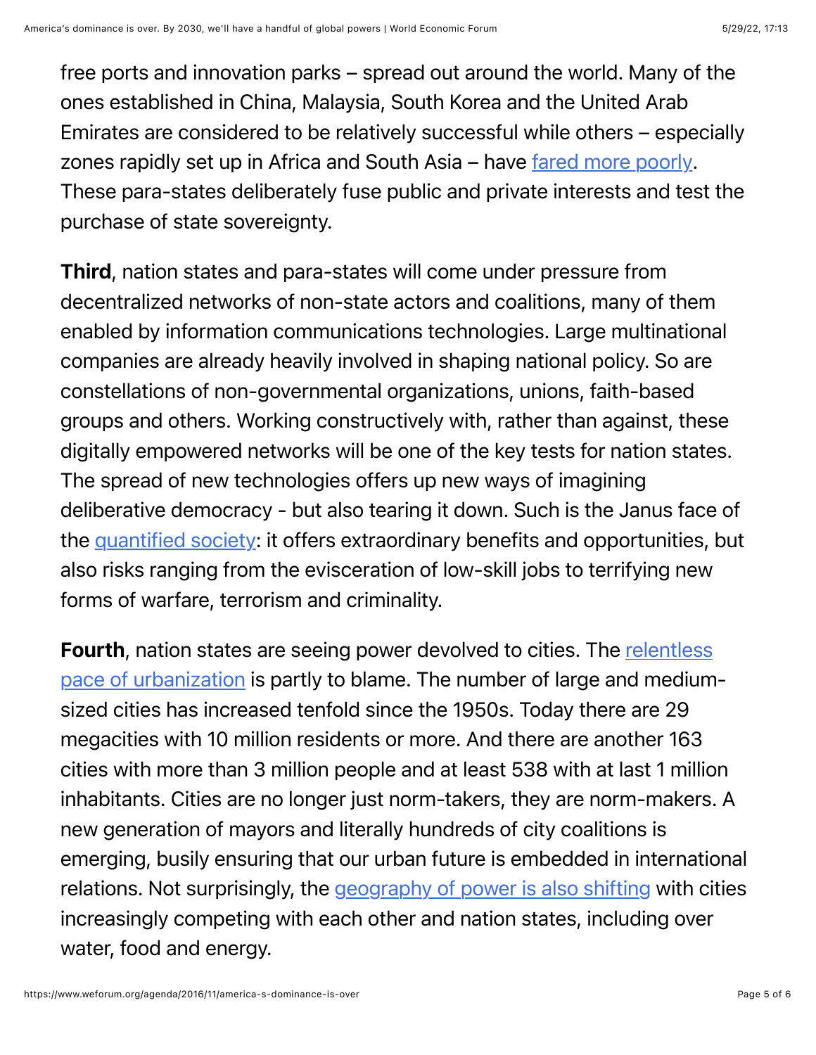free ports and innovation parks – spread out around the world. Many of the ones established in China, Malaysia, South Korea and the United Arab Emirates are considered to be relatively successful while others – especially zones rapidly set up in Africa and South Asia – have fared more poorly. These para-states deliberately fuse public and private interests and test the purchase of state sovereignty.

**Third**, nation states and para-states will come under pressure from decentralized networks of non-state actors and coalitions, many of them enabled by information communications technologies. Large multinational companies are already heavily involved in shaping national policy. So are constellations of non-governmental organizations, unions, faith-based groups and others. Working constructively with, rather than against, these digitally empowered networks will be one of the key tests for nation states. The spread of new technologies offers up new ways of imagining deliberative democracy - but also tearing it down. Such is the Janus face of the quantified society: it offers extraordinary benefits and opportunities, but also risks ranging from the evisceration of low-skill jobs to terrifying new forms of warfare, terrorism and criminality.

**Fourth**, nation states are seeing power devolved to cities. The relentless pace of urbanization is partly to blame. The number of large and medium-sized cities has increased tenfold since the 1950s. Today there are 29 megacities with 10 million residents or more. And there are another 163 cities with more than 3 million people and at least 538 with at last 1 million inhabitants. Cities are no longer just norm-takers, they are norm-makers. A new generation of mayors and literally hundreds of city coalitions is emerging, busily ensuring that our urban future is embedded in international relations. Not surprisingly, the geography of power is also shifting with cities increasingly competing with each other and nation states, including over water, food and energy.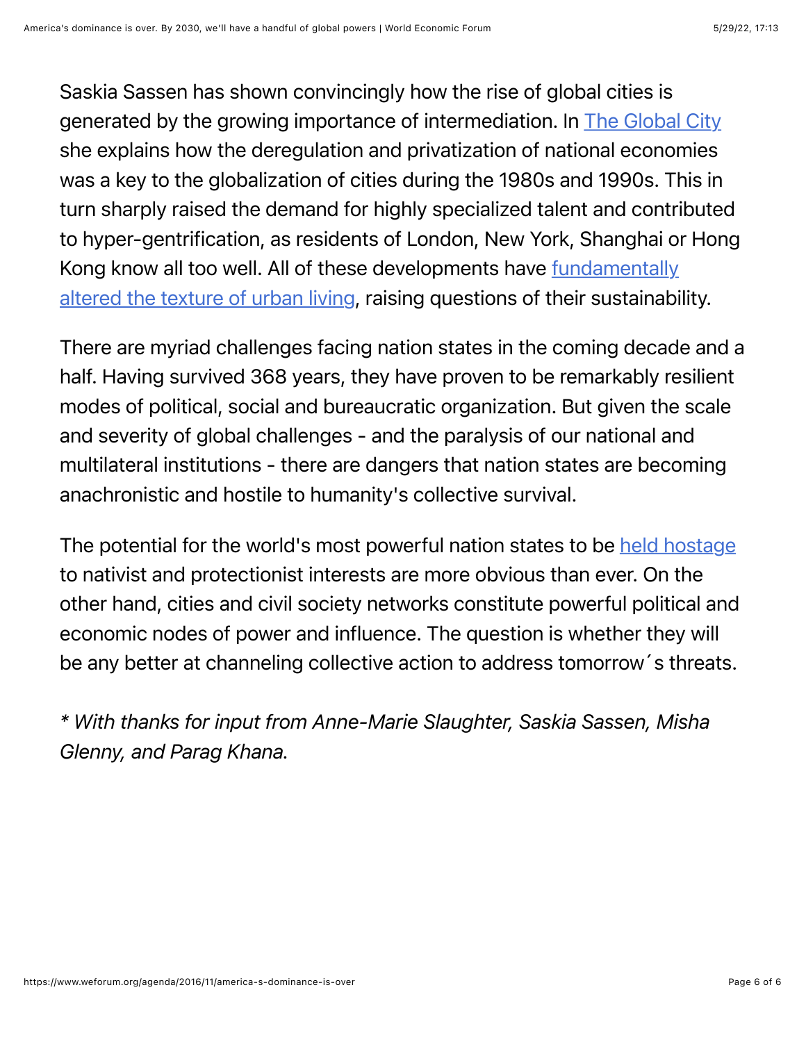Saskia Sassen has shown convincingly how the rise of global cities is generated by the growing importance of intermediation. In The Global City she explains how the deregulation and privatization of national economies was a key to the globalization of cities during the 1980s and 1990s. This in turn sharply raised the demand for highly specialized talent and contributed to hyper-gentrification, as residents of London, New York, Shanghai or Hong Kong know all too well. All of these developments have fundamentally altered the texture of urban living, raising questions of their sustainability.

There are myriad challenges facing nation states in the coming decade and a half. Having survived 368 years, they have proven to be remarkably resilient modes of political, social and bureaucratic organization. But given the scale and severity of global challenges - and the paralysis of our national and multilateral institutions - there are dangers that nation states are becoming anachronistic and hostile to humanity's collective survival.

The potential for the world's most powerful nation states to be held hostage to nativist and protectionist interests are more obvious than ever. On the other hand, cities and civil society networks constitute powerful political and economic nodes of power and influence. The question is whether they will be any better at channeling collective action to address tomorrow´s threats.

*\* With thanks for input from Anne-Marie Slaughter, Saskia Sassen, Misha Glenny, and Parag Khana.*